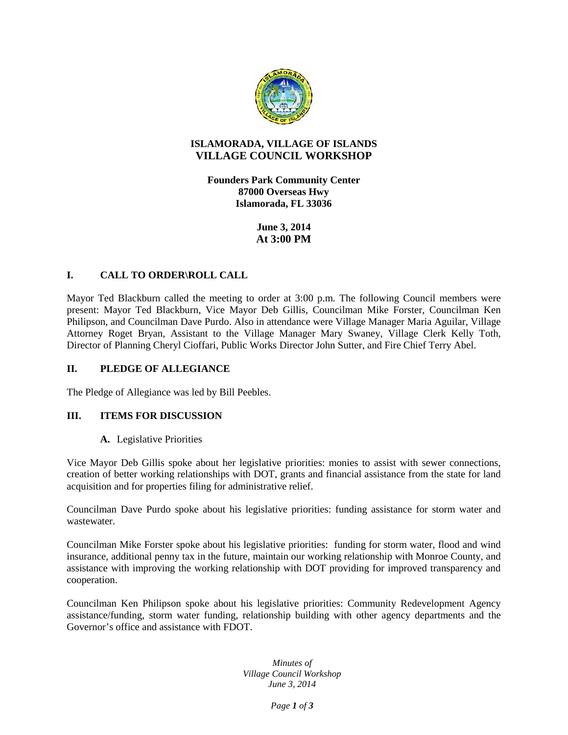**ISLAMORADA, VILLAGE OF ISLANDS**
**VILLAGE COUNCIL WORKSHOP**

**Founders Park Community Center**
**87000 Overseas Hwy**
**Islamorada, FL 33036**

**June 3, 2014**
**At 3:00 PM**

## I. CALL TO ORDER\ROLL CALL

Mayor Ted Blackburn called the meeting to order at 3:00 p.m. The following Council members were present: Mayor Ted Blackburn, Vice Mayor Deb Gillis, Councilman Mike Forster, Councilman Ken Philipson, and Councilman Dave Purdo. Also in attendance were Village Manager Maria Aguilar, Village Attorney Roget Bryan, Assistant to the Village Manager Mary Swaney, Village Clerk Kelly Toth, Director of Planning Cheryl Cioffari, Public Works Director John Sutter, and Fire Chief Terry Abel.

## II. PLEDGE OF ALLEGIANCE

The Pledge of Allegiance was led by Bill Peebles.

## III. ITEMS FOR DISCUSSION

**A.** Legislative Priorities

Vice Mayor Deb Gillis spoke about her legislative priorities: monies to assist with sewer connections, creation of better working relationships with DOT, grants and financial assistance from the state for land acquisition and for properties filing for administrative relief.

Councilman Dave Purdo spoke about his legislative priorities: funding assistance for storm water and wastewater.

Councilman Mike Forster spoke about his legislative priorities: funding for storm water, flood and wind insurance, additional penny tax in the future, maintain our working relationship with Monroe County, and assistance with improving the working relationship with DOT providing for improved transparency and cooperation.

Councilman Ken Philipson spoke about his legislative priorities: Community Redevelopment Agency assistance/funding, storm water funding, relationship building with other agency departments and the Governor's office and assistance with FDOT.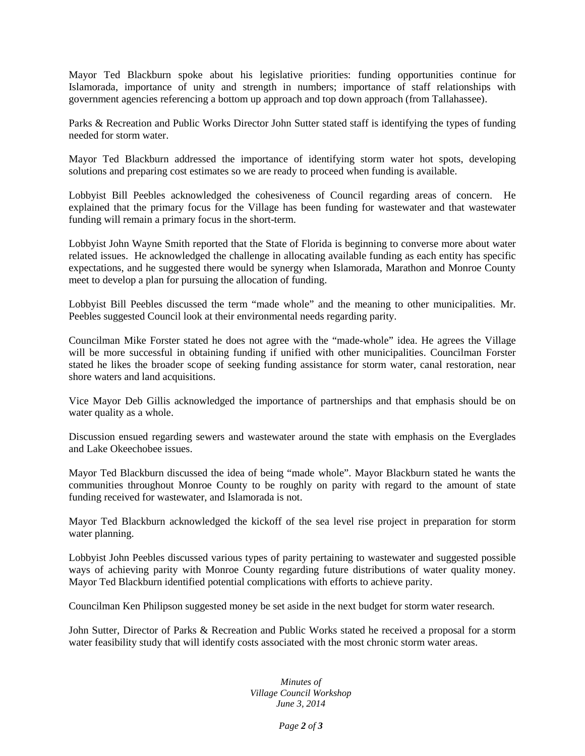Mayor Ted Blackburn spoke about his legislative priorities: funding opportunities continue for Islamorada, importance of unity and strength in numbers; importance of staff relationships with government agencies referencing a bottom up approach and top down approach (from Tallahassee).

Parks & Recreation and Public Works Director John Sutter stated staff is identifying the types of funding needed for storm water.

Mayor Ted Blackburn addressed the importance of identifying storm water hot spots, developing solutions and preparing cost estimates so we are ready to proceed when funding is available.

Lobbyist Bill Peebles acknowledged the cohesiveness of Council regarding areas of concern. He explained that the primary focus for the Village has been funding for wastewater and that wastewater funding will remain a primary focus in the short-term.

Lobbyist John Wayne Smith reported that the State of Florida is beginning to converse more about water related issues. He acknowledged the challenge in allocating available funding as each entity has specific expectations, and he suggested there would be synergy when Islamorada, Marathon and Monroe County meet to develop a plan for pursuing the allocation of funding.

Lobbyist Bill Peebles discussed the term "made whole" and the meaning to other municipalities. Mr. Peebles suggested Council look at their environmental needs regarding parity.

Councilman Mike Forster stated he does not agree with the "made-whole" idea. He agrees the Village will be more successful in obtaining funding if unified with other municipalities. Councilman Forster stated he likes the broader scope of seeking funding assistance for storm water, canal restoration, near shore waters and land acquisitions.

Vice Mayor Deb Gillis acknowledged the importance of partnerships and that emphasis should be on water quality as a whole.

Discussion ensued regarding sewers and wastewater around the state with emphasis on the Everglades and Lake Okeechobee issues.

Mayor Ted Blackburn discussed the idea of being "made whole". Mayor Blackburn stated he wants the communities throughout Monroe County to be roughly on parity with regard to the amount of state funding received for wastewater, and Islamorada is not.

Mayor Ted Blackburn acknowledged the kickoff of the sea level rise project in preparation for storm water planning.

Lobbyist John Peebles discussed various types of parity pertaining to wastewater and suggested possible ways of achieving parity with Monroe County regarding future distributions of water quality money. Mayor Ted Blackburn identified potential complications with efforts to achieve parity.

Councilman Ken Philipson suggested money be set aside in the next budget for storm water research.

John Sutter, Director of Parks & Recreation and Public Works stated he received a proposal for a storm water feasibility study that will identify costs associated with the most chronic storm water areas.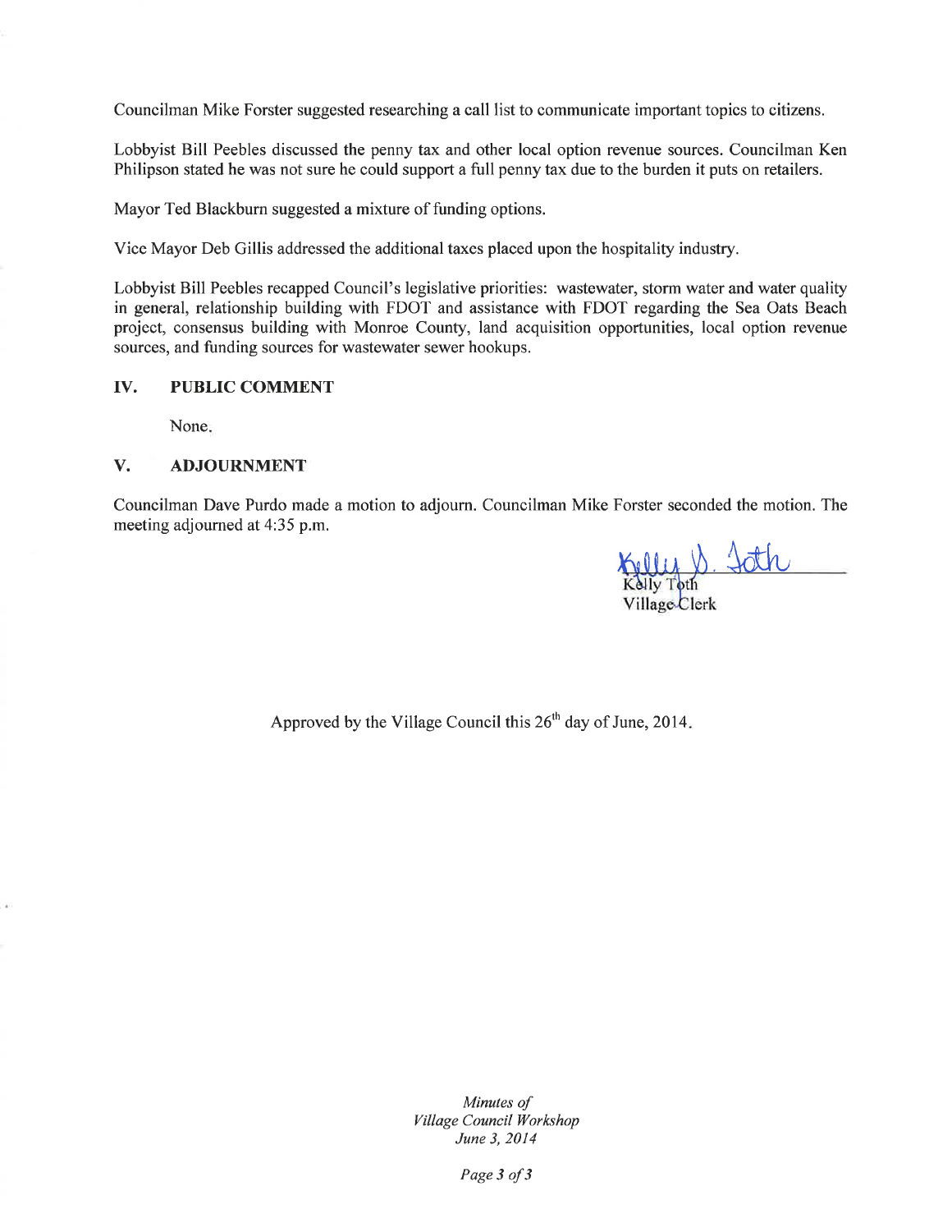Councilman Mike Forster suggested researching a call list to communicate important topics to citizens.

Lobbyist Bill Peebles discussed the penny tax and other local option revenue sources. Councilman Ken Philipson stated he was not sure he could support a full penny tax due to the burden it puts on retailers.

Mayor Ted Blackburn suggested a mixture of funding options.

Vice Mayor Deb Gillis addressed the additional taxes placed upon the hospitality industry.

Lobbyist Bill Peebles recapped Council's legislative priorities: wastewater, storm water and water quality in general, relationship building with FDOT and assistance with FDOT regarding the Sea Oats Beach project, consensus building with Monroe County, land acquisition opportunities, local option revenue sources, and funding sources for wastewater sewer hookups.

## IV. PUBLIC COMMENT

None.

## V. ADJOURNMENT

Councilman Dave Purdo made a motion to adjourn. Councilman Mike Forster seconded the motion. The meeting adjourned at 4:35 p.m.

Kelly S. Toth
Kelly Toth
Village Clerk

Approved by the Village Council this 26th day of June, 2014.

*Minutes of*
*Village Council Workshop*
*June 3, 2014*